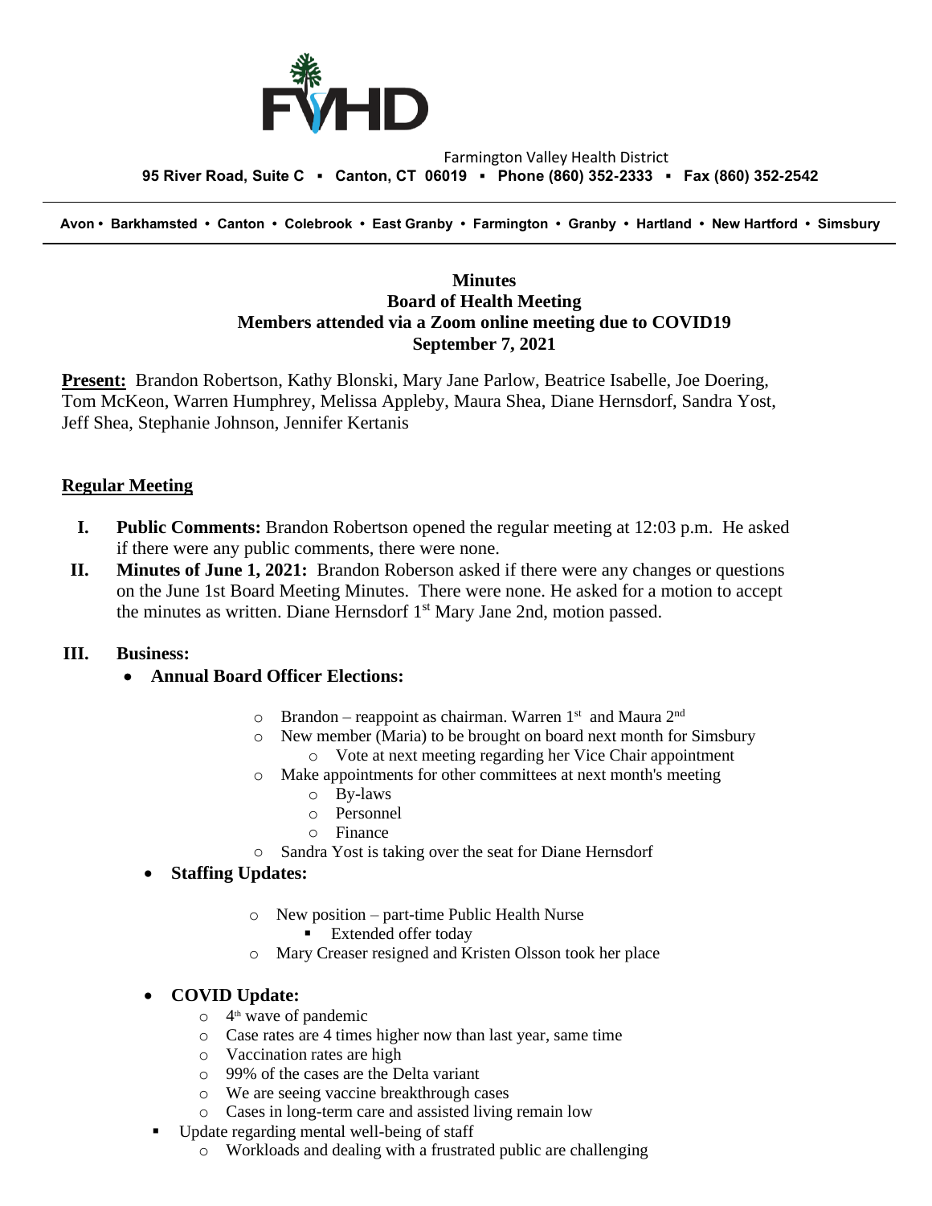Farmington Valley Health District
**95 River Road, Suite C ▪ Canton, CT 06019 ▪ Phone (860) 352-2333 ▪ Fax (860) 352-2542**

**Avon • Barkhamsted • Canton • Colebrook • East Granby • Farmington • Granby • Hartland • New Hartford • Simsbury**

# Minutes
## Board of Health Meeting
## Members attended via a Zoom online meeting due to COVID19
## September 7, 2021

**Present:** Brandon Robertson, Kathy Blonski, Mary Jane Parlow, Beatrice Isabelle, Joe Doering, Tom McKeon, Warren Humphrey, Melissa Appleby, Maura Shea, Diane Hernsdorf, Sandra Yost, Jeff Shea, Stephanie Johnson, Jennifer Kertanis

## Regular Meeting

**I. Public Comments:** Brandon Robertson opened the regular meeting at 12:03 p.m. He asked if there were any public comments, there were none.

**II. Minutes of June 1, 2021:** Brandon Roberson asked if there were any changes or questions on the June 1st Board Meeting Minutes. There were none. He asked for a motion to accept the minutes as written. Diane Hernsdorf 1st Mary Jane 2nd, motion passed.

**III. Business:**

- **Annual Board Officer Elections:**
  - Brandon – reappoint as chairman. Warren 1st and Maura 2nd
  - New member (Maria) to be brought on board next month for Simsbury
    - Vote at next meeting regarding her Vice Chair appointment
  - Make appointments for other committees at next month's meeting
    - By-laws
    - Personnel
    - Finance
  - Sandra Yost is taking over the seat for Diane Hernsdorf
- **Staffing Updates:**
  - New position – part-time Public Health Nurse
    - Extended offer today
  - Mary Creaser resigned and Kristen Olsson took her place
- **COVID Update:**
  - 4th wave of pandemic
  - Case rates are 4 times higher now than last year, same time
  - Vaccination rates are high
  - 99% of the cases are the Delta variant
  - We are seeing vaccine breakthrough cases
  - Cases in long-term care and assisted living remain low
- Update regarding mental well-being of staff
  - Workloads and dealing with a frustrated public are challenging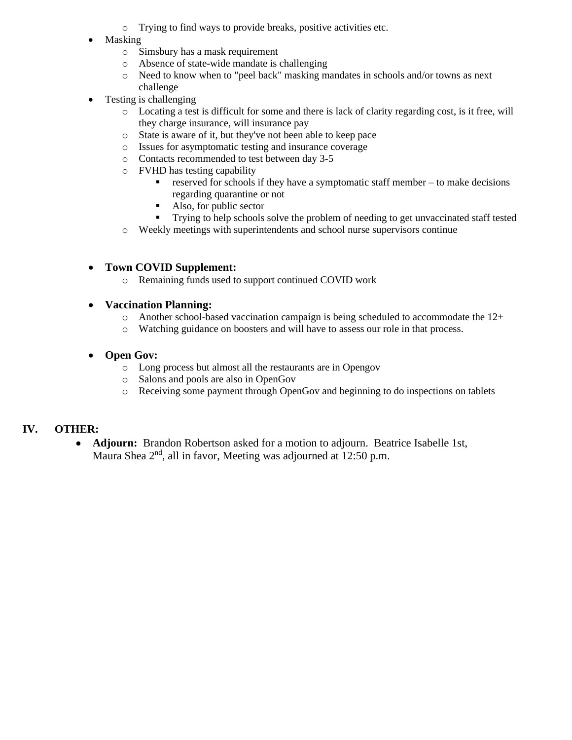- Trying to find ways to provide breaks, positive activities etc.
- Masking
  - Simsbury has a mask requirement
  - Absence of state-wide mandate is challenging
  - Need to know when to "peel back" masking mandates in schools and/or towns as next challenge
- Testing is challenging
  - Locating a test is difficult for some and there is lack of clarity regarding cost, is it free, will they charge insurance, will insurance pay
  - State is aware of it, but they've not been able to keep pace
  - Issues for asymptomatic testing and insurance coverage
  - Contacts recommended to test between day 3-5
  - FVHD has testing capability
    - reserved for schools if they have a symptomatic staff member – to make decisions regarding quarantine or not
    - Also, for public sector
    - Trying to help schools solve the problem of needing to get unvaccinated staff tested
  - Weekly meetings with superintendents and school nurse supervisors continue

- **Town COVID Supplement:**
  - Remaining funds used to support continued COVID work

- **Vaccination Planning:**
  - Another school-based vaccination campaign is being scheduled to accommodate the 12+
  - Watching guidance on boosters and will have to assess our role in that process.

- **Open Gov:**
  - Long process but almost all the restaurants are in Opengov
  - Salons and pools are also in OpenGov
  - Receiving some payment through OpenGov and beginning to do inspections on tablets

## IV. OTHER:

- **Adjourn:** Brandon Robertson asked for a motion to adjourn. Beatrice Isabelle 1st, Maura Shea 2nd, all in favor, Meeting was adjourned at 12:50 p.m.